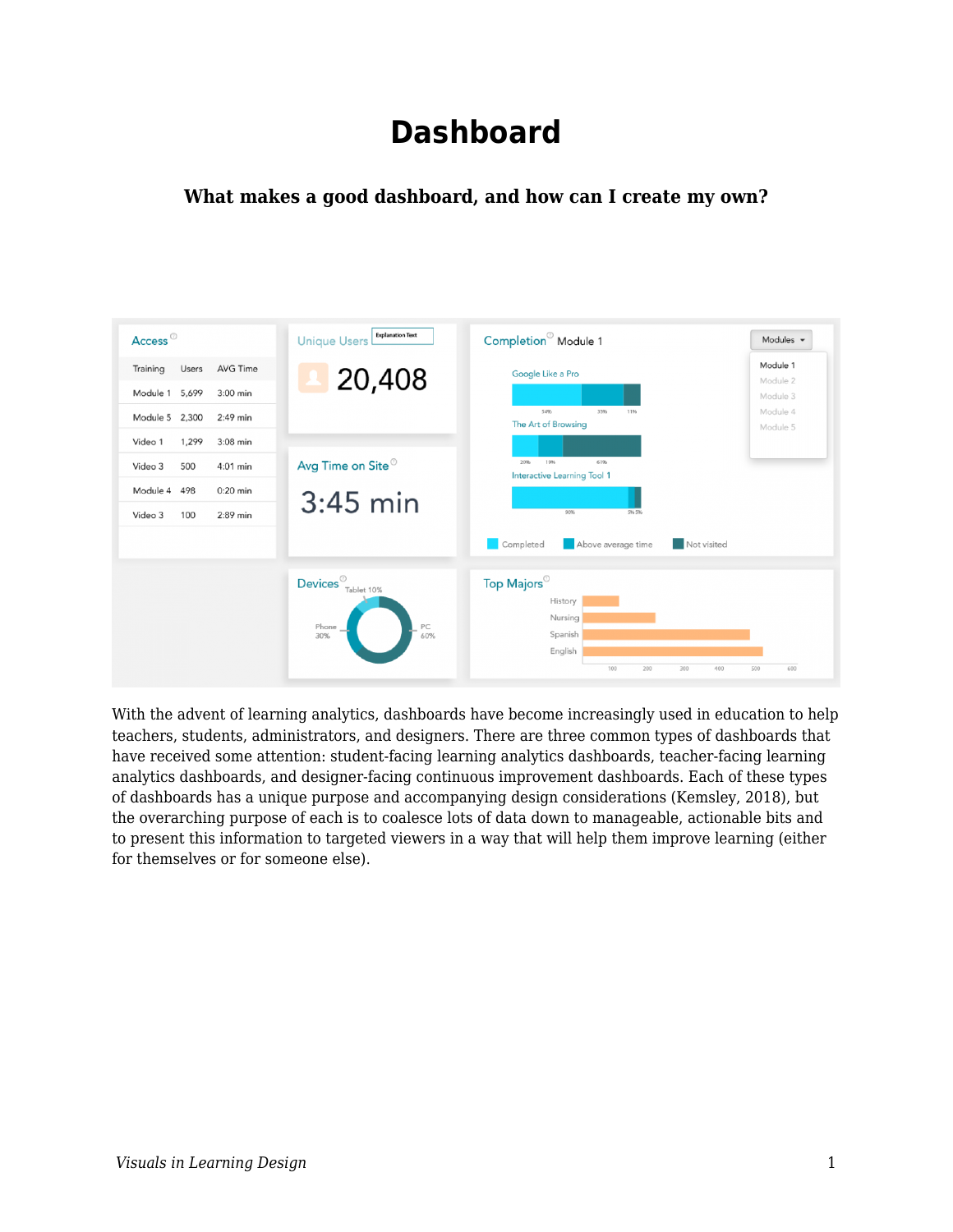# Dashboard

**What makes a good dashboard, and how can I create my own?**

With the advent of learning analytics, dashboards have become increasingly used in education to help teachers, students, administrators, and designers. There are three common types of dashboards that have received some attention: student-facing learning analytics dashboards, teacher-facing learning analytics dashboards, and designer-facing continuous improvement dashboards. Each of these types of dashboards has a unique purpose and accompanying design considerations (Kemsley, 2018), but the overarching purpose of each is to coalesce lots of data down to manageable, actionable bits and to present this information to targeted viewers in a way that will help them improve learning (either for themselves or for someone else).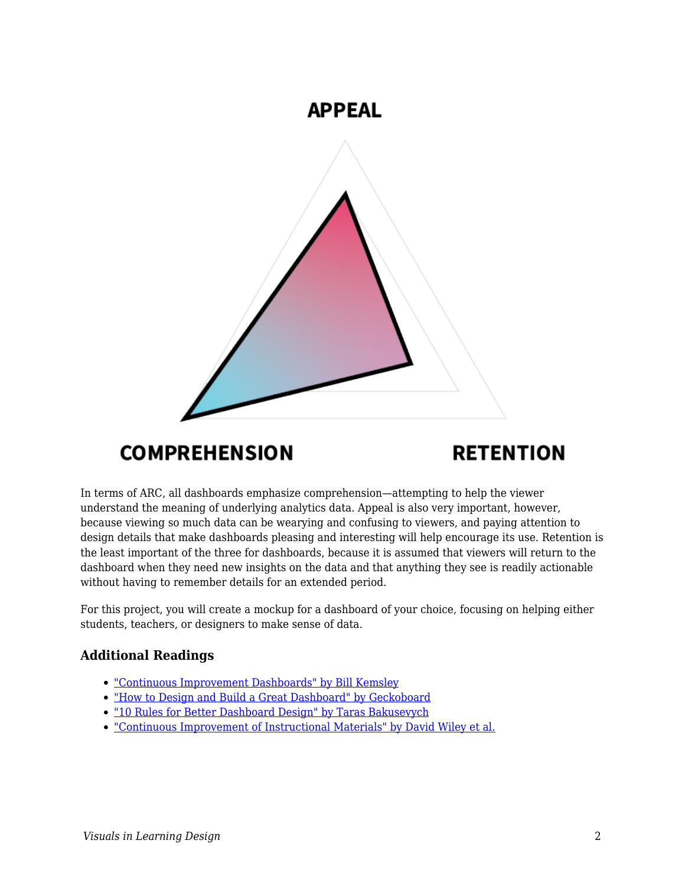APPEAL

COMPREHENSION

RETENTION

In terms of ARC, all dashboards emphasize comprehension—attempting to help the viewer understand the meaning of underlying analytics data. Appeal is also very important, however, because viewing so much data can be wearying and confusing to viewers, and paying attention to design details that make dashboards pleasing and interesting will help encourage its use. Retention is the least important of the three for dashboards, because it is assumed that viewers will return to the dashboard when they need new insights on the data and that anything they see is readily actionable without having to remember details for an extended period.

For this project, you will create a mockup for a dashboard of your choice, focusing on helping either students, teachers, or designers to make sense of data.

### Additional Readings

- "Continuous Improvement Dashboards" by Bill Kemsley
- "How to Design and Build a Great Dashboard" by Geckoboard
- "10 Rules for Better Dashboard Design" by Taras Bakusevych
- "Continuous Improvement of Instructional Materials" by David Wiley et al.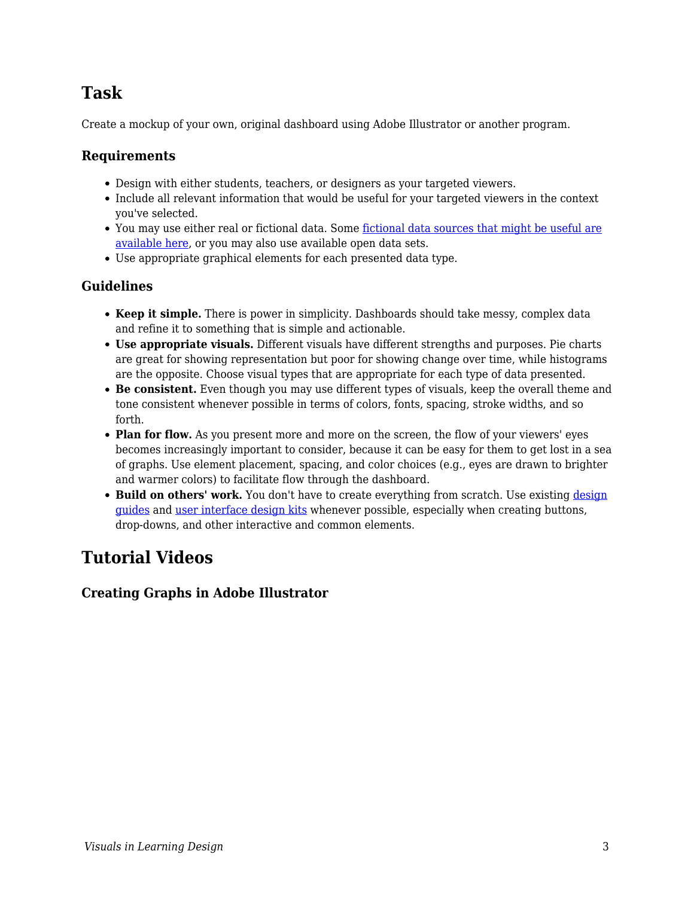# Task

Create a mockup of your own, original dashboard using Adobe Illustrator or another program.

## Requirements

- Design with either students, teachers, or designers as your targeted viewers.
- Include all relevant information that would be useful for your targeted viewers in the context you've selected.
- You may use either real or fictional data. Some [fictional data sources that might be useful are available here](), or you may also use available open data sets.
- Use appropriate graphical elements for each presented data type.

## Guidelines

- **Keep it simple.** There is power in simplicity. Dashboards should take messy, complex data and refine it to something that is simple and actionable.
- **Use appropriate visuals.** Different visuals have different strengths and purposes. Pie charts are great for showing representation but poor for showing change over time, while histograms are the opposite. Choose visual types that are appropriate for each type of data presented.
- **Be consistent.** Even though you may use different types of visuals, keep the overall theme and tone consistent whenever possible in terms of colors, fonts, spacing, stroke widths, and so forth.
- **Plan for flow.** As you present more and more on the screen, the flow of your viewers' eyes becomes increasingly important to consider, because it can be easy for them to get lost in a sea of graphs. Use element placement, spacing, and color choices (e.g., eyes are drawn to brighter and warmer colors) to facilitate flow through the dashboard.
- **Build on others' work.** You don't have to create everything from scratch. Use existing [design guides]() and [user interface design kits]() whenever possible, especially when creating buttons, drop-downs, and other interactive and common elements.

# Tutorial Videos

## Creating Graphs in Adobe Illustrator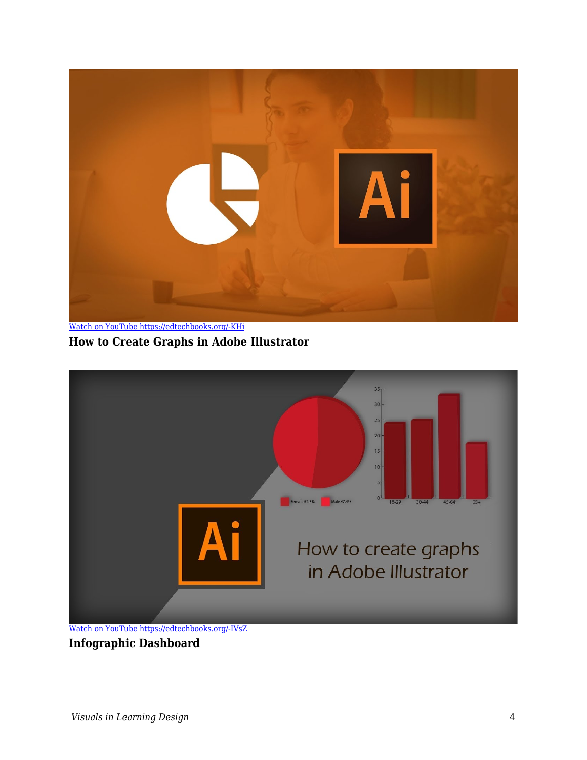[Watch on YouTube https://edtechbooks.org/-KHi](https://edtechbooks.org/-KHi)

**How to Create Graphs in Adobe Illustrator**

[Watch on YouTube https://edtechbooks.org/-IVsZ](https://edtechbooks.org/-IVsZ)

**Infographic Dashboard**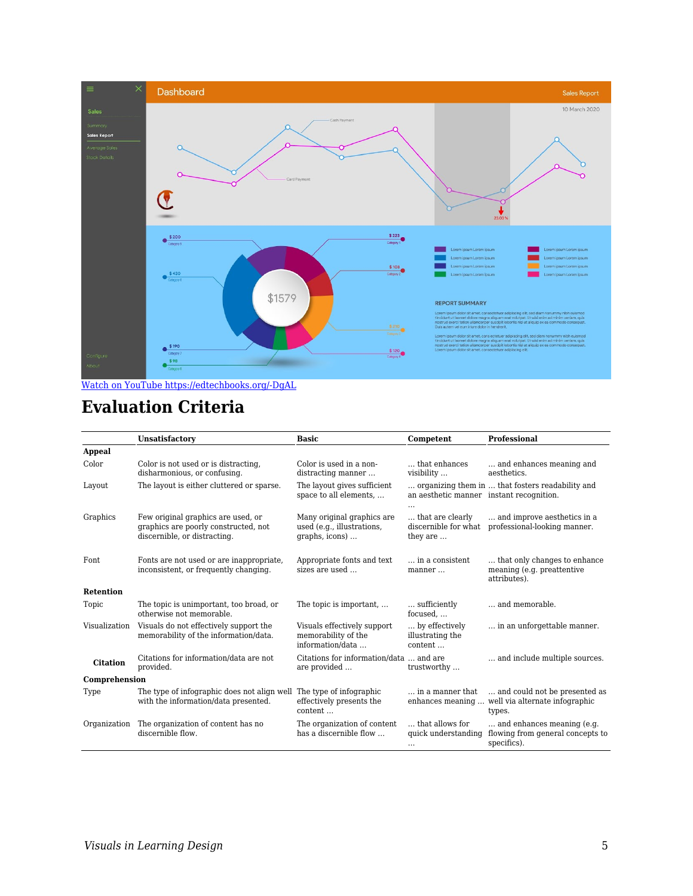[Watch on YouTube https://edtechbooks.org/-DgAL](https://edtechbooks.org/-DgAL)

## Evaluation Criteria

| | Unsatisfactory | Basic | Competent | Professional |
|---|---|---|---|---|
| **Appeal** | | | | |
| Color | Color is not used or is distracting, disharmonious, or confusing. | Color is used in a non-distracting manner … | … that enhances visibility … | … and enhances meaning and aesthetics. |
| Layout | The layout is either cluttered or sparse. | The layout gives sufficient space to all elements, … | … organizing them in an aesthetic manner … | … that fosters readability and instant recognition. |
| Graphics | Few original graphics are used, or graphics are poorly constructed, not discernible, or distracting. | Many original graphics are used (e.g., illustrations, graphs, icons) … | … that are clearly discernible for what they are … | … and improve aesthetics in a professional-looking manner. |
| Font | Fonts are not used or are inappropriate, inconsistent, or frequently changing. | Appropriate fonts and text sizes are used … | … in a consistent manner … | … that only changes to enhance meaning (e.g. preattentive attributes). |
| **Retention** | | | | |
| Topic | The topic is unimportant, too broad, or otherwise not memorable. | The topic is important, … | … sufficiently focused, … | … and memorable. |
| Visualization | Visuals do not effectively support the memorability of the information/data. | Visuals effectively support memorability of the information/data … | … by effectively illustrating the content … | … in an unforgettable manner. |
| **Citation** | Citations for information/data are not provided. | Citations for information/data are provided … | … and are trustworthy … | … and include multiple sources. |
| **Comprehension** | | | | |
| Type | The type of infographic does not align well with the information/data presented. | The type of infographic effectively presents the content … | … in a manner that enhances meaning … | … and could not be presented as well via alternate infographic types. |
| Organization | The organization of content has no discernible flow. | The organization of content has a discernible flow … | … that allows for quick understanding … | … and enhances meaning (e.g. flowing from general concepts to specifics). |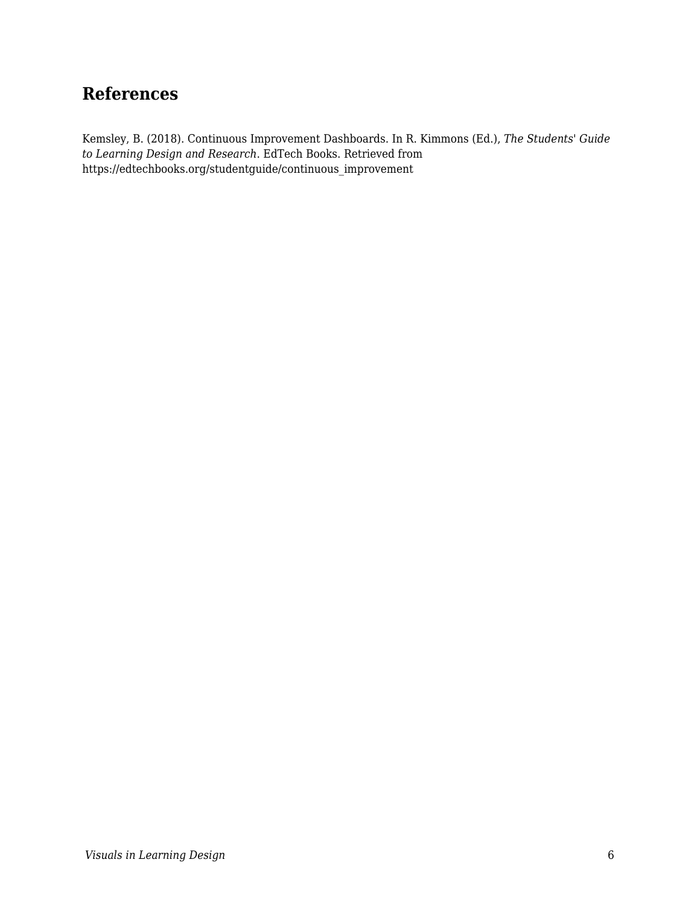## References

Kemsley, B. (2018). Continuous Improvement Dashboards. In R. Kimmons (Ed.), *The Students' Guide to Learning Design and Research*. EdTech Books. Retrieved from https://edtechbooks.org/studentguide/continuous_improvement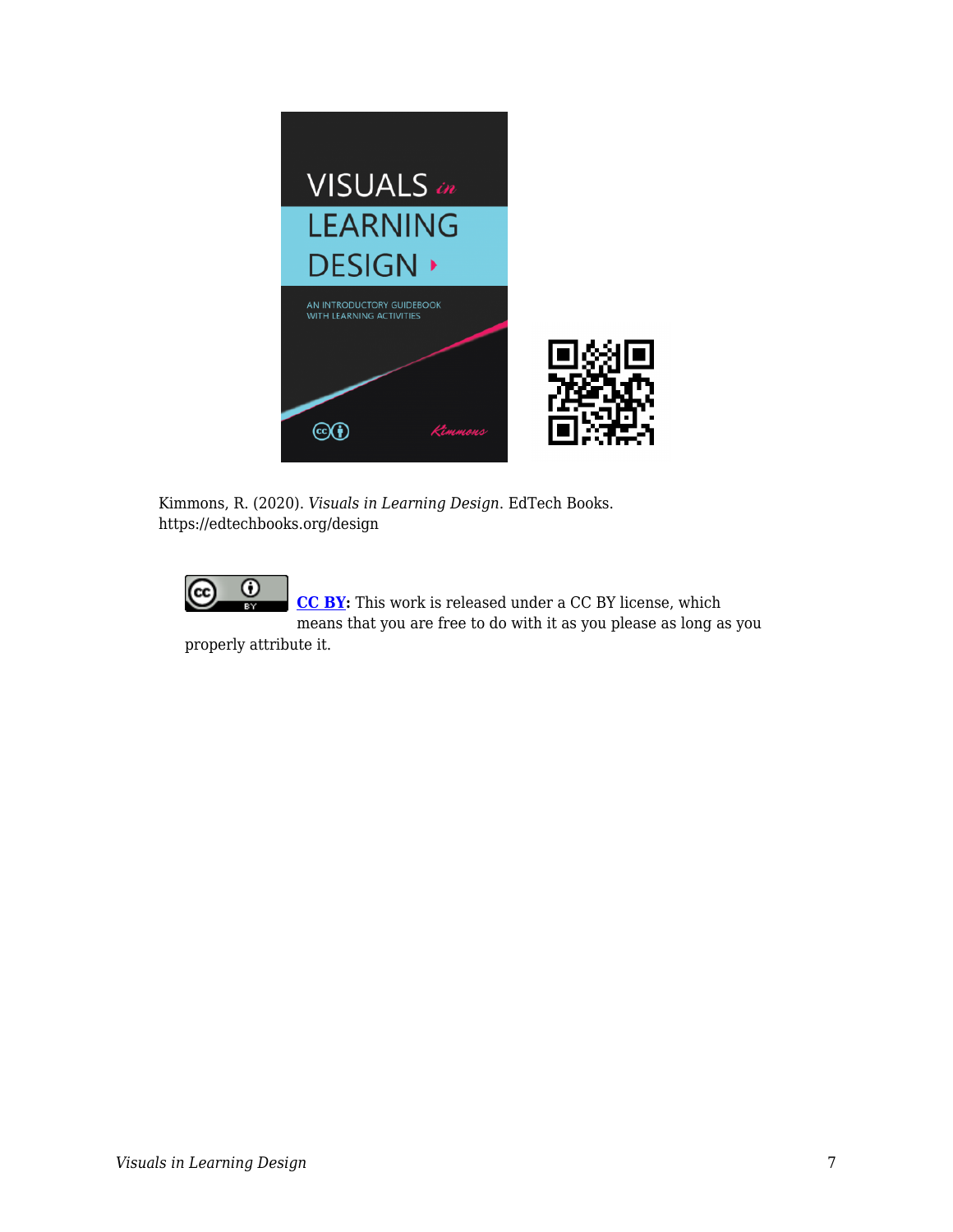Kimmons, R. (2020). *Visuals in Learning Design*. EdTech Books. https://edtechbooks.org/design

**CC BY:** This work is released under a CC BY license, which means that you are free to do with it as you please as long as you properly attribute it.